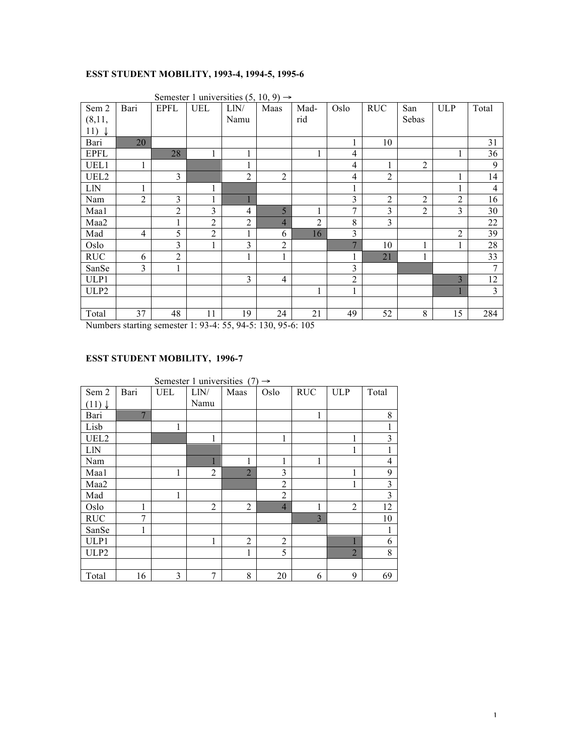**ESST STUDENT MOBILITY, 1993-4, 1994-5, 1995-6**

Semester 1 universities (5, 10, 9) →

| Sem 2 (8,11, 11) ↓ | Bari | EPFL | UEL | LlN/ Namu | Maas | Mad-rid | Oslo | RUC | San Sebas | ULP | Total |
|---|---|---|---|---|---|---|---|---|---|---|---|
| Bari | 20 | | | | | | 1 | 10 | | | 31 |
| EPFL | | 28 | 1 | 1 | | 1 | 4 | | | 1 | 36 |
| UEL1 | 1 | | | 1 | | | 4 | 1 | 2 | | 9 |
| UEL2 | | 3 | | 2 | 2 | | 4 | 2 | | 1 | 14 |
| LlN | 1 | | 1 | | | | 1 | | | 1 | 4 |
| Nam | 2 | 3 | 1 | 1 | | | 3 | 2 | 2 | 2 | 16 |
| Maa1 | | 2 | 3 | 4 | 5 | 1 | 7 | 3 | 2 | 3 | 30 |
| Maa2 | | 1 | 2 | 2 | 4 | 2 | 8 | 3 | | | 22 |
| Mad | 4 | 5 | 2 | 1 | 6 | 16 | 3 | | | 2 | 39 |
| Oslo | | 3 | 1 | 3 | 2 | | 7 | 10 | 1 | 1 | 28 |
| RUC | 6 | 2 | | 1 | 1 | | 1 | 21 | 1 | | 33 |
| SanSe | 3 | 1 | | | | | 3 | | | | 7 |
| ULP1 | | | | 3 | 4 | | 2 | | | 3 | 12 |
| ULP2 | | | | | | 1 | 1 | | | 1 | 3 |
| | | | | | | | | | | | |
| Total | 37 | 48 | 11 | 19 | 24 | 21 | 49 | 52 | 8 | 15 | 284 |

Numbers starting semester 1: 93-4: 55, 94-5: 130, 95-6: 105

**ESST STUDENT MOBILITY, 1996-7**

Semester 1 universities (7) →

| Sem 2 (11) ↓ | Bari | UEL | LlN/ Namu | Maas | Oslo | RUC | ULP | Total |
|---|---|---|---|---|---|---|---|---|
| Bari | 7 | | | | | 1 | | 8 |
| Lisb | | 1 | | | | | | 1 |
| UEL2 | | | 1 | | 1 | | 1 | 3 |
| LlN | | | | | | | 1 | 1 |
| Nam | | | 1 | 1 | 1 | 1 | | 4 |
| Maa1 | | 1 | 2 | 2 | 3 | | 1 | 9 |
| Maa2 | | | | | 2 | | 1 | 3 |
| Mad | | 1 | | | 2 | | | 3 |
| Oslo | 1 | | 2 | 2 | 4 | 1 | 2 | 12 |
| RUC | 7 | | | | | 3 | | 10 |
| SanSe | 1 | | | | | | | 1 |
| ULP1 | | | 1 | 2 | 2 | | 1 | 6 |
| ULP2 | | | | 1 | 5 | | 2 | 8 |
| | | | | | | | | |
| Total | 16 | 3 | 7 | 8 | 20 | 6 | 9 | 69 |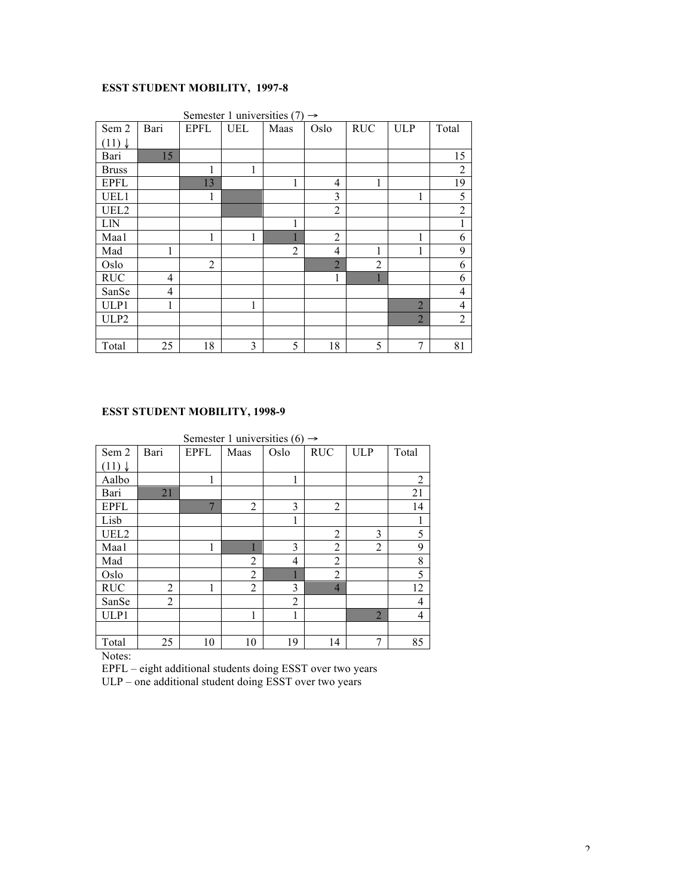### ESST STUDENT MOBILITY, 1997-8

| Sem 2 (11) ↓ \ Semester 1 universities (7) → | Bari | EPFL | UEL | Maas | Oslo | RUC | ULP | Total |
|---|---|---|---|---|---|---|---|---|
| Bari | 15 | | | | | | | 15 |
| Bruss | | 1 | 1 | | | | | 2 |
| EPFL | | 13 | | 1 | 4 | 1 | | 19 |
| UEL1 | | 1 | | | 3 | | 1 | 5 |
| UEL2 | | | | | 2 | | | 2 |
| LlN | | | | 1 | | | | 1 |
| Maa1 | | 1 | 1 | 1 | 2 | | 1 | 6 |
| Mad | 1 | | | 2 | 4 | 1 | 1 | 9 |
| Oslo | | 2 | | | 2 | 2 | | 6 |
| RUC | 4 | | | | 1 | 1 | | 6 |
| SanSe | 4 | | | | | | | 4 |
| ULP1 | 1 | | 1 | | | | 2 | 4 |
| ULP2 | | | | | | | 2 | 2 |
| | | | | | | | | |
| Total | 25 | 18 | 3 | 5 | 18 | 5 | 7 | 81 |

### ESST STUDENT MOBILITY, 1998-9

| Sem 2 (11) ↓ \ Semester 1 universities (6) → | Bari | EPFL | Maas | Oslo | RUC | ULP | Total |
|---|---|---|---|---|---|---|---|
| Aalbo | | 1 | | 1 | | | 2 |
| Bari | 21 | | | | | | 21 |
| EPFL | | 7 | 2 | 3 | 2 | | 14 |
| Lisb | | | | 1 | | | 1 |
| UEL2 | | | | | 2 | 3 | 5 |
| Maa1 | | 1 | 1 | 3 | 2 | 2 | 9 |
| Mad | | | 2 | 4 | 2 | | 8 |
| Oslo | | | 2 | 1 | 2 | | 5 |
| RUC | 2 | 1 | 2 | 3 | 4 | | 12 |
| SanSe | 2 | | | 2 | | | 4 |
| ULP1 | | | 1 | 1 | | 2 | 4 |
| | | | | | | | |
| Total | 25 | 10 | 10 | 19 | 14 | 7 | 85 |

Notes:
EPFL – eight additional students doing ESST over two years
ULP – one additional student doing ESST over two years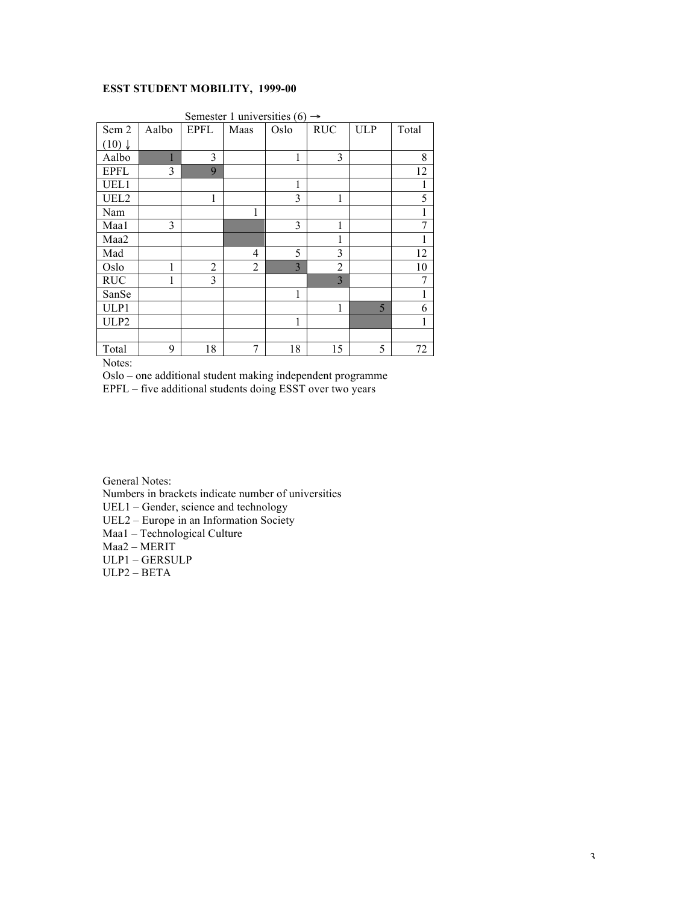**ESST STUDENT MOBILITY, 1999-00**

Semester 1 universities (6) →

| Sem 2 (10) ↓ | Aalbo | EPFL | Maas | Oslo | RUC | ULP | Total |
|---|---|---|---|---|---|---|---|
| Aalbo | 1 | 3 | | 1 | 3 | | 8 |
| EPFL | 3 | 9 | | | | | 12 |
| UEL1 | | | | 1 | | | 1 |
| UEL2 | | 1 | | 3 | 1 | | 5 |
| Nam | | | 1 | | | | 1 |
| Maa1 | 3 | | | 3 | 1 | | 7 |
| Maa2 | | | | | 1 | | 1 |
| Mad | | | 4 | 5 | 3 | | 12 |
| Oslo | 1 | 2 | 2 | 3 | 2 | | 10 |
| RUC | 1 | 3 | | | 3 | | 7 |
| SanSe | | | | 1 | | | 1 |
| ULP1 | | | | | 1 | 5 | 6 |
| ULP2 | | | | 1 | | | 1 |
| | | | | | | | |
| Total | 9 | 18 | 7 | 18 | 15 | 5 | 72 |

Notes:

Oslo – one additional student making independent programme

EPFL – five additional students doing ESST over two years

General Notes:

Numbers in brackets indicate number of universities

UEL1 – Gender, science and technology

UEL2 – Europe in an Information Society

Maa1 – Technological Culture

Maa2 – MERIT

ULP1 – GERSULP

ULP2 – BETA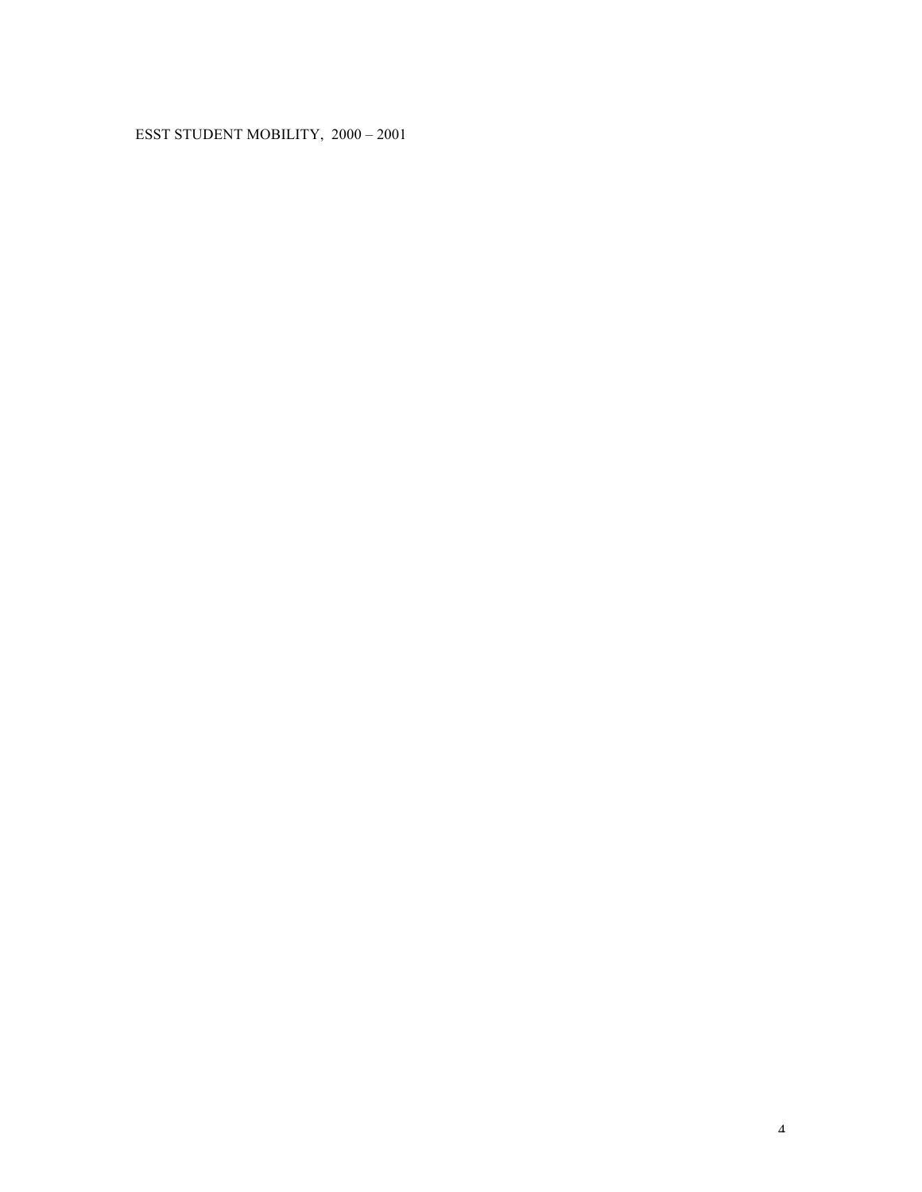ESST STUDENT MOBILITY, 2000 – 2001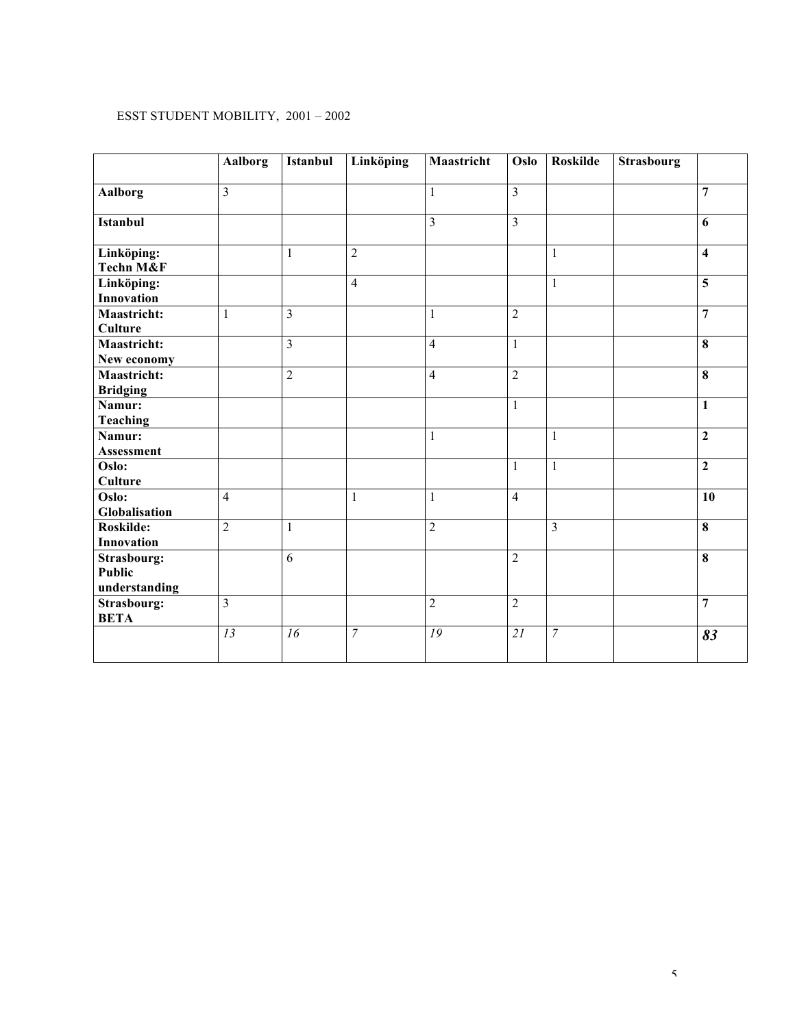ESST STUDENT MOBILITY, 2001 – 2002

| | Aalborg | Istanbul | Linköping | Maastricht | Oslo | Roskilde | Strasbourg | |
|---|---|---|---|---|---|---|---|---|
| **Aalborg** | 3 | | | 1 | 3 | | | **7** |
| **Istanbul** | | | | 3 | 3 | | | **6** |
| **Linköping: Techn M&F** | | 1 | 2 | | | 1 | | **4** |
| **Linköping: Innovation** | | | 4 | | | 1 | | **5** |
| **Maastricht: Culture** | 1 | 3 | | 1 | 2 | | | **7** |
| **Maastricht: New economy** | | 3 | | 4 | 1 | | | **8** |
| **Maastricht: Bridging** | | 2 | | 4 | 2 | | | **8** |
| **Namur: Teaching** | | | | | 1 | | | **1** |
| **Namur: Assessment** | | | | 1 | | 1 | | **2** |
| **Oslo: Culture** | | | | | 1 | 1 | | **2** |
| **Oslo: Globalisation** | 4 | | 1 | 1 | 4 | | | **10** |
| **Roskilde: Innovation** | 2 | 1 | | 2 | | 3 | | **8** |
| **Strasbourg: Public understanding** | | 6 | | | 2 | | | **8** |
| **Strasbourg: BETA** | 3 | | | 2 | 2 | | | **7** |
| | *13* | *16* | *7* | *19* | *21* | *7* | | ***83*** |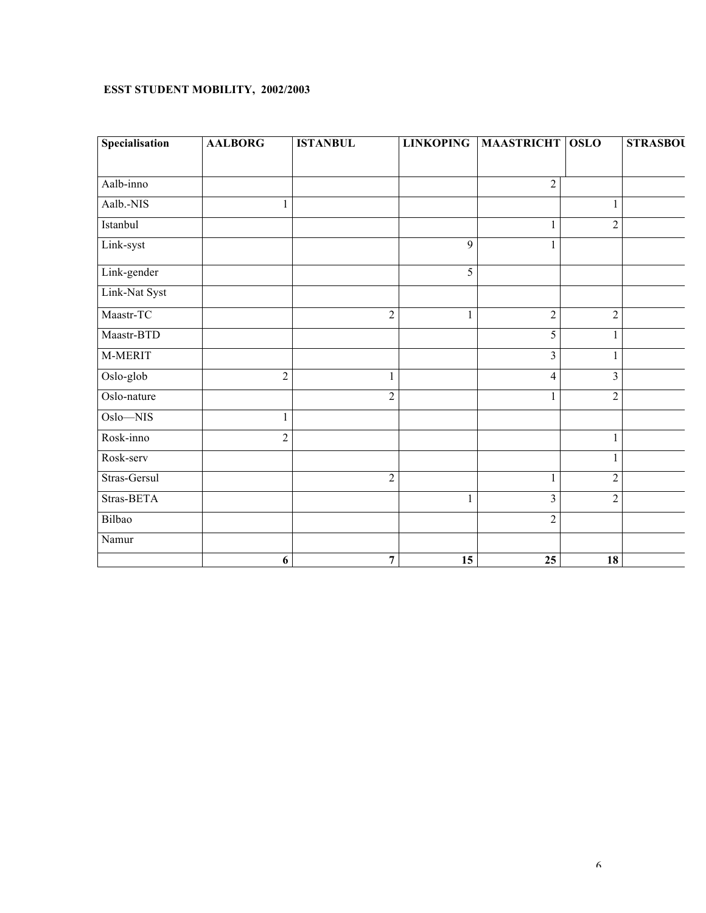**ESST STUDENT MOBILITY, 2002/2003**

| Specialisation | AALBORG | ISTANBUL | LINKOPING | MAASTRICHT | OSLO | STRASBOU |
|---|---|---|---|---|---|---|
| Aalb-inno | | | | 2 | | |
| Aalb.-NIS | 1 | | | | 1 | |
| Istanbul | | | | 1 | 2 | |
| Link-syst | | | 9 | 1 | | |
| Link-gender | | | 5 | | | |
| Link-Nat Syst | | | | | | |
| Maastr-TC | | 2 | 1 | 2 | 2 | |
| Maastr-BTD | | | | 5 | 1 | |
| M-MERIT | | | | 3 | 1 | |
| Oslo-glob | 2 | 1 | | 4 | 3 | |
| Oslo-nature | | 2 | | 1 | 2 | |
| Oslo—NIS | 1 | | | | | |
| Rosk-inno | 2 | | | | 1 | |
| Rosk-serv | | | | | 1 | |
| Stras-Gersul | | 2 | | 1 | 2 | |
| Stras-BETA | | | 1 | 3 | 2 | |
| Bilbao | | | | 2 | | |
| Namur | | | | | | |
| | **6** | **7** | **15** | **25** | **18** | |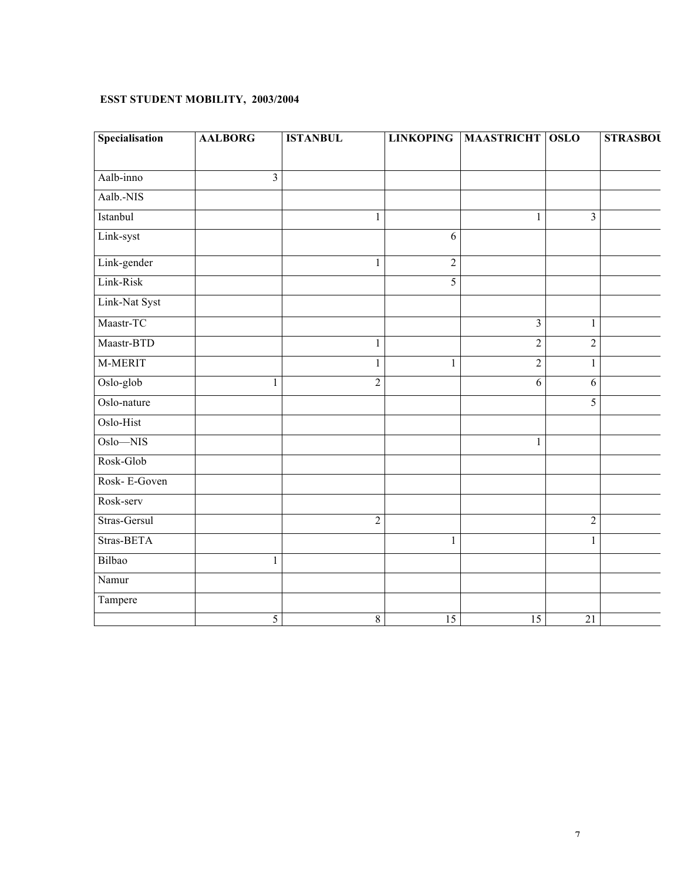**ESST STUDENT MOBILITY, 2003/2004**

| Specialisation | AALBORG | ISTANBUL | LINKOPING | MAASTRICHT | OSLO | STRASBOU |
|---|---|---|---|---|---|---|
| Aalb-inno | 3 | | | | | |
| Aalb.-NIS | | | | | | |
| Istanbul | | 1 | | 1 | 3 | |
| Link-syst | | | 6 | | | |
| Link-gender | | 1 | 2 | | | |
| Link-Risk | | | 5 | | | |
| Link-Nat Syst | | | | | | |
| Maastr-TC | | | | 3 | 1 | |
| Maastr-BTD | | 1 | | 2 | 2 | |
| M-MERIT | | 1 | 1 | 2 | 1 | |
| Oslo-glob | 1 | 2 | | 6 | 6 | |
| Oslo-nature | | | | | 5 | |
| Oslo-Hist | | | | | | |
| Oslo—NIS | | | | 1 | | |
| Rosk-Glob | | | | | | |
| Rosk- E-Goven | | | | | | |
| Rosk-serv | | | | | | |
| Stras-Gersul | | 2 | | | 2 | |
| Stras-BETA | | | 1 | | 1 | |
| Bilbao | 1 | | | | | |
| Namur | | | | | | |
| Tampere | | | | | | |
| | 5 | 8 | 15 | 15 | 21 | |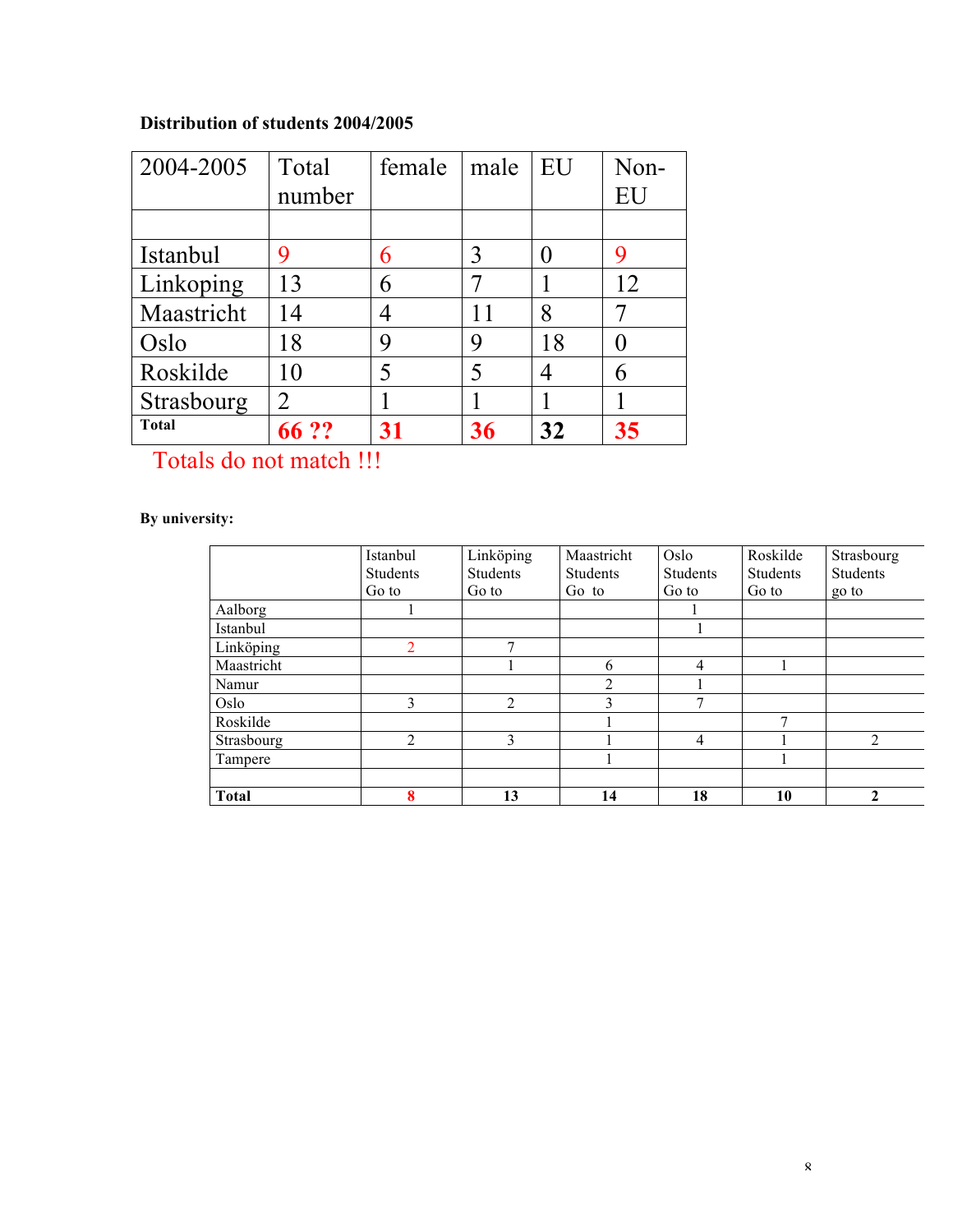**Distribution of students 2004/2005**

| 2004-2005 | Total number | female | male | EU | Non-EU |
|---|---|---|---|---|---|
| | | | | | |
| Istanbul | 9 | 6 | 3 | 0 | 9 |
| Linkoping | 13 | 6 | 7 | 1 | 12 |
| Maastricht | 14 | 4 | 11 | 8 | 7 |
| Oslo | 18 | 9 | 9 | 18 | 0 |
| Roskilde | 10 | 5 | 5 | 4 | 6 |
| Strasbourg | 2 | 1 | 1 | 1 | 1 |
| **Total** | **66 ??** | **31** | **36** | **32** | **35** |

Totals do not match !!!

**By university:**

| | Istanbul Students Go to | Linköping Students Go to | Maastricht Students Go to | Oslo Students Go to | Roskilde Students Go to | Strasbourg Students go to |
|---|---|---|---|---|---|---|
| Aalborg | 1 | | | 1 | | |
| Istanbul | | | | 1 | | |
| Linköping | 2 | 7 | | | | |
| Maastricht | | 1 | 6 | 4 | 1 | |
| Namur | | | 2 | 1 | | |
| Oslo | 3 | 2 | 3 | 7 | | |
| Roskilde | | | 1 | | 7 | |
| Strasbourg | 2 | 3 | 1 | 4 | 1 | 2 |
| Tampere | | | 1 | | 1 | |
| | | | | | | |
| **Total** | **8** | **13** | **14** | **18** | **10** | **2** |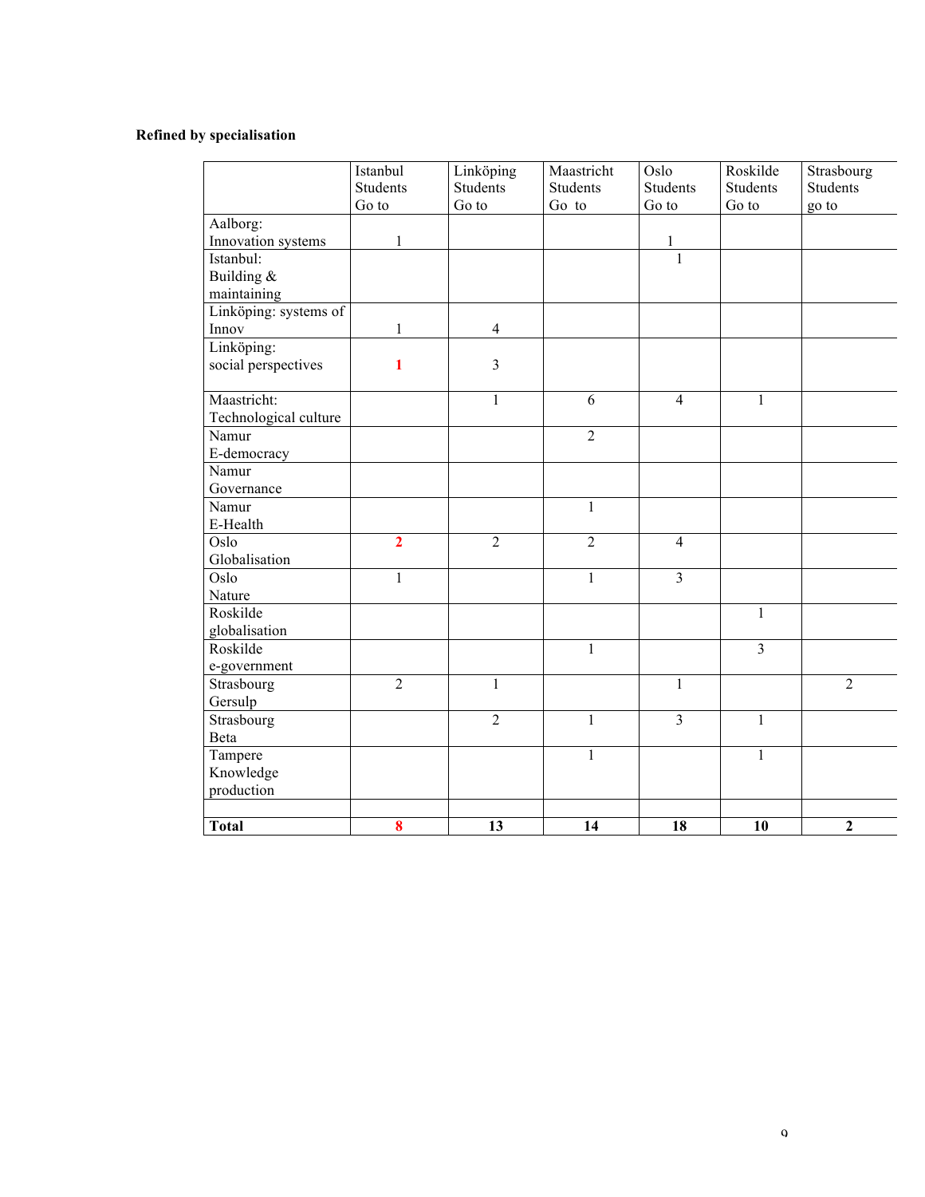**Refined by specialisation**

| | Istanbul Students Go to | Linköping Students Go to | Maastricht Students Go to | Oslo Students Go to | Roskilde Students Go to | Strasbourg Students go to |
|---|---|---|---|---|---|---|
| Aalborg: Innovation systems | 1 | | | 1 | | |
| Istanbul: Building & maintaining | | | | 1 | | |
| Linköping: systems of Innov | 1 | 4 | | | | |
| Linköping: social perspectives | 1 | 3 | | | | |
| Maastricht: Technological culture | | 1 | 6 | 4 | 1 | |
| Namur E-democracy | | | 2 | | | |
| Namur Governance | | | | | | |
| Namur E-Health | | | 1 | | | |
| Oslo Globalisation | 2 | 2 | 2 | 4 | | |
| Oslo Nature | 1 | | 1 | 3 | | |
| Roskilde globalisation | | | | | 1 | |
| Roskilde e-government | | | 1 | | 3 | |
| Strasbourg Gersulp | 2 | 1 | | 1 | | 2 |
| Strasbourg Beta | | 2 | 1 | 3 | 1 | |
| Tampere Knowledge production | | | 1 | | 1 | |
| | | | | | | |
| **Total** | **8** | **13** | **14** | **18** | **10** | **2** |